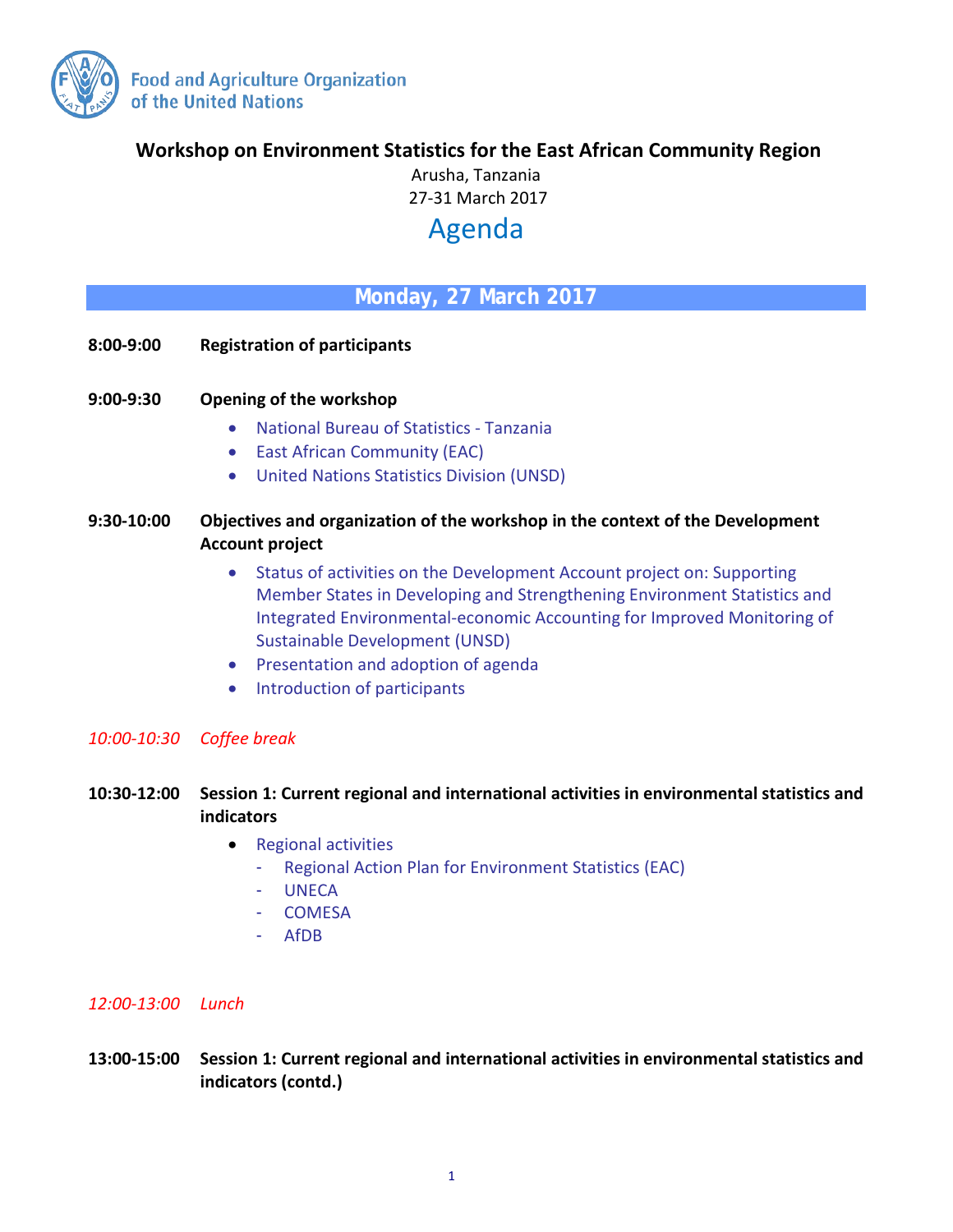Food and Agriculture Organization of the United Nations

# Workshop on Environment Statistics for the East African Community Region

Arusha, Tanzania

27-31 March 2017

# Agenda

## Monday, 27 March 2017

**8:00-9:00** **Registration of participants**

**9:00-9:30** **Opening of the workshop**

- National Bureau of Statistics - Tanzania
- East African Community (EAC)
- United Nations Statistics Division (UNSD)

**9:30-10:00** **Objectives and organization of the workshop in the context of the Development Account project**

- Status of activities on the Development Account project on: Supporting Member States in Developing and Strengthening Environment Statistics and Integrated Environmental-economic Accounting for Improved Monitoring of Sustainable Development (UNSD)
- Presentation and adoption of agenda
- Introduction of participants

*10:00-10:30* *Coffee break*

**10:30-12:00** **Session 1: Current regional and international activities in environmental statistics and indicators**

- Regional activities
  - Regional Action Plan for Environment Statistics (EAC)
  - UNECA
  - COMESA
  - AfDB

*12:00-13:00* *Lunch*

**13:00-15:00** **Session 1: Current regional and international activities in environmental statistics and indicators (contd.)**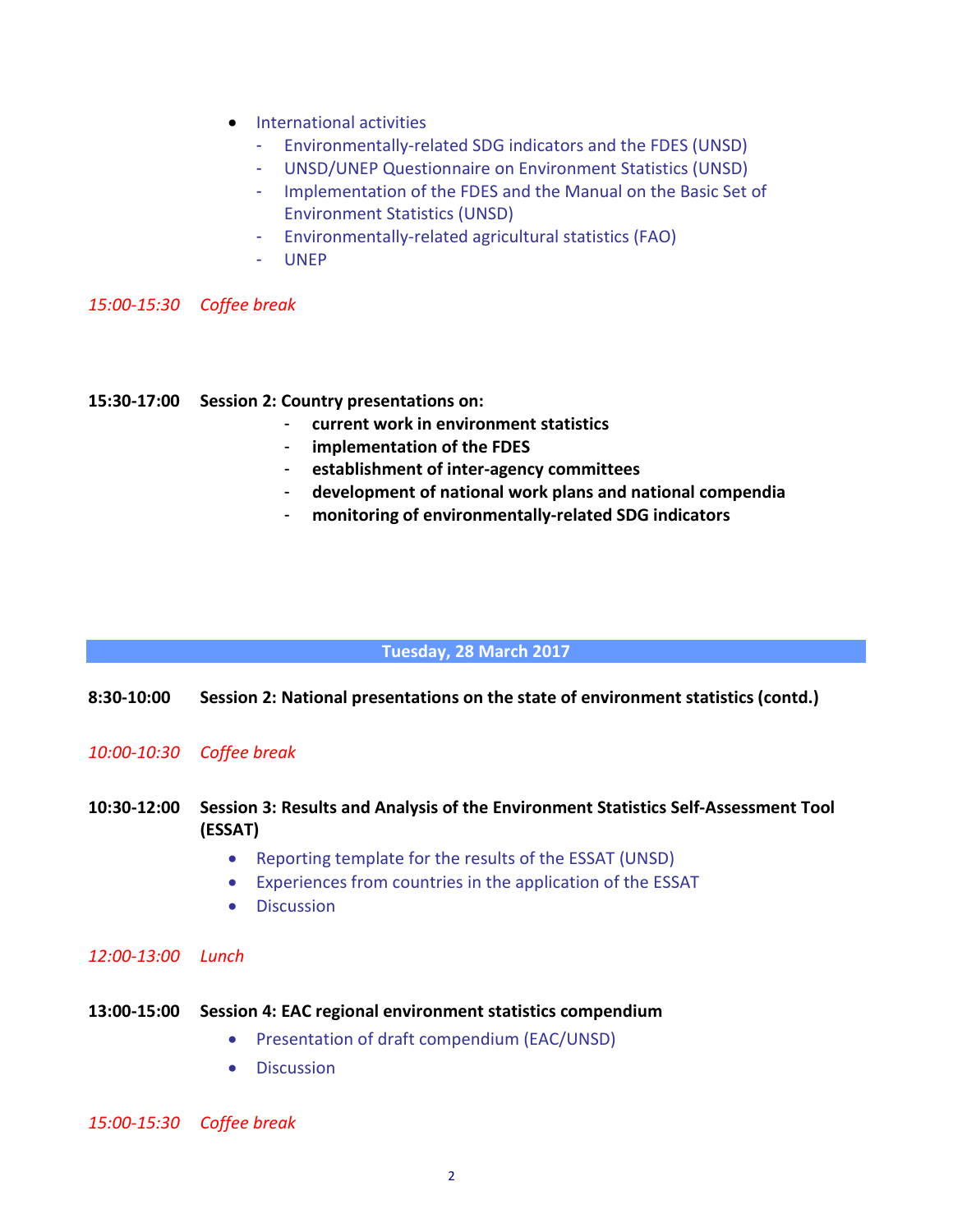- International activities
  - Environmentally-related SDG indicators and the FDES (UNSD)
  - UNSD/UNEP Questionnaire on Environment Statistics (UNSD)
  - Implementation of the FDES and the Manual on the Basic Set of Environment Statistics (UNSD)
  - Environmentally-related agricultural statistics (FAO)
  - UNEP

*15:00-15:30 Coffee break*

**15:30-17:00 Session 2: Country presentations on:**

- **current work in environment statistics**
- **implementation of the FDES**
- **establishment of inter-agency committees**
- **development of national work plans and national compendia**
- **monitoring of environmentally-related SDG indicators**

## Tuesday, 28 March 2017

**8:30-10:00 Session 2: National presentations on the state of environment statistics (contd.)**

*10:00-10:30 Coffee break*

**10:30-12:00 Session 3: Results and Analysis of the Environment Statistics Self-Assessment Tool (ESSAT)**

- Reporting template for the results of the ESSAT (UNSD)
- Experiences from countries in the application of the ESSAT
- Discussion

*12:00-13:00 Lunch*

**13:00-15:00 Session 4: EAC regional environment statistics compendium**

- Presentation of draft compendium (EAC/UNSD)
- Discussion

*15:00-15:30 Coffee break*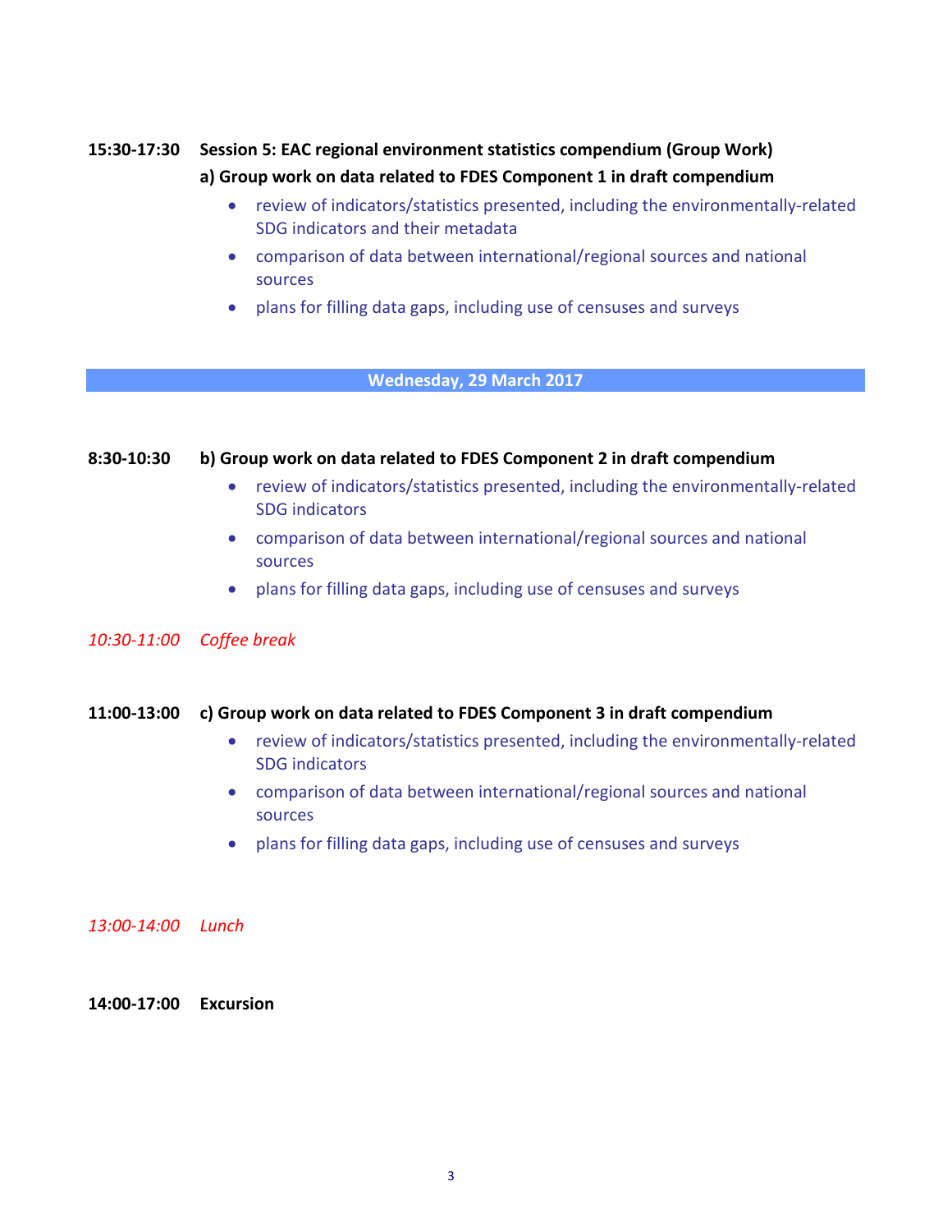**15:30-17:30 Session 5: EAC regional environment statistics compendium (Group Work)**

**a) Group work on data related to FDES Component 1 in draft compendium**

- review of indicators/statistics presented, including the environmentally-related SDG indicators and their metadata
- comparison of data between international/regional sources and national sources
- plans for filling data gaps, including use of censuses and surveys

## Wednesday, 29 March 2017

**8:30-10:30 b) Group work on data related to FDES Component 2 in draft compendium**

- review of indicators/statistics presented, including the environmentally-related SDG indicators
- comparison of data between international/regional sources and national sources
- plans for filling data gaps, including use of censuses and surveys

*10:30-11:00 Coffee break*

**11:00-13:00 c) Group work on data related to FDES Component 3 in draft compendium**

- review of indicators/statistics presented, including the environmentally-related SDG indicators
- comparison of data between international/regional sources and national sources
- plans for filling data gaps, including use of censuses and surveys

*13:00-14:00 Lunch*

**14:00-17:00 Excursion**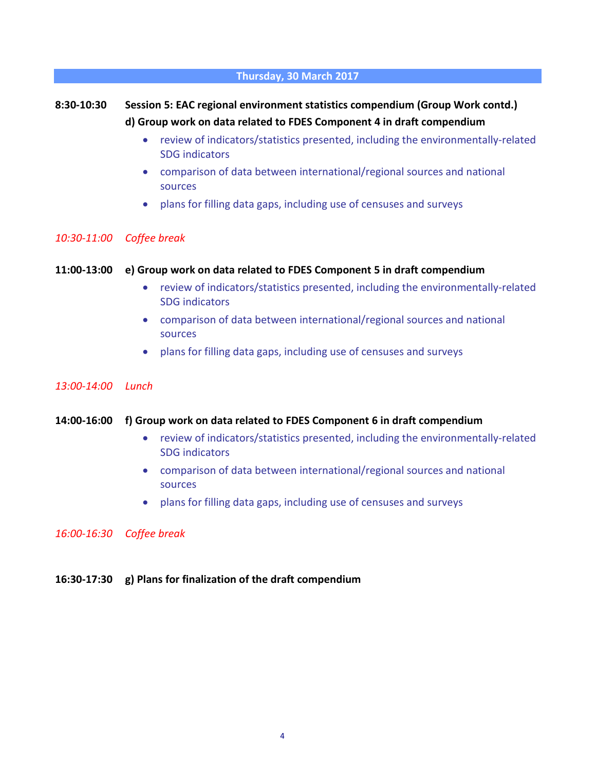## Thursday, 30 March 2017

**8:30-10:30 Session 5: EAC regional environment statistics compendium (Group Work contd.)**

**d) Group work on data related to FDES Component 4 in draft compendium**

- review of indicators/statistics presented, including the environmentally-related SDG indicators
- comparison of data between international/regional sources and national sources
- plans for filling data gaps, including use of censuses and surveys

*10:30-11:00 Coffee break*

**11:00-13:00 e) Group work on data related to FDES Component 5 in draft compendium**

- review of indicators/statistics presented, including the environmentally-related SDG indicators
- comparison of data between international/regional sources and national sources
- plans for filling data gaps, including use of censuses and surveys

*13:00-14:00 Lunch*

**14:00-16:00 f) Group work on data related to FDES Component 6 in draft compendium**

- review of indicators/statistics presented, including the environmentally-related SDG indicators
- comparison of data between international/regional sources and national sources
- plans for filling data gaps, including use of censuses and surveys

*16:00-16:30 Coffee break*

**16:30-17:30 g) Plans for finalization of the draft compendium**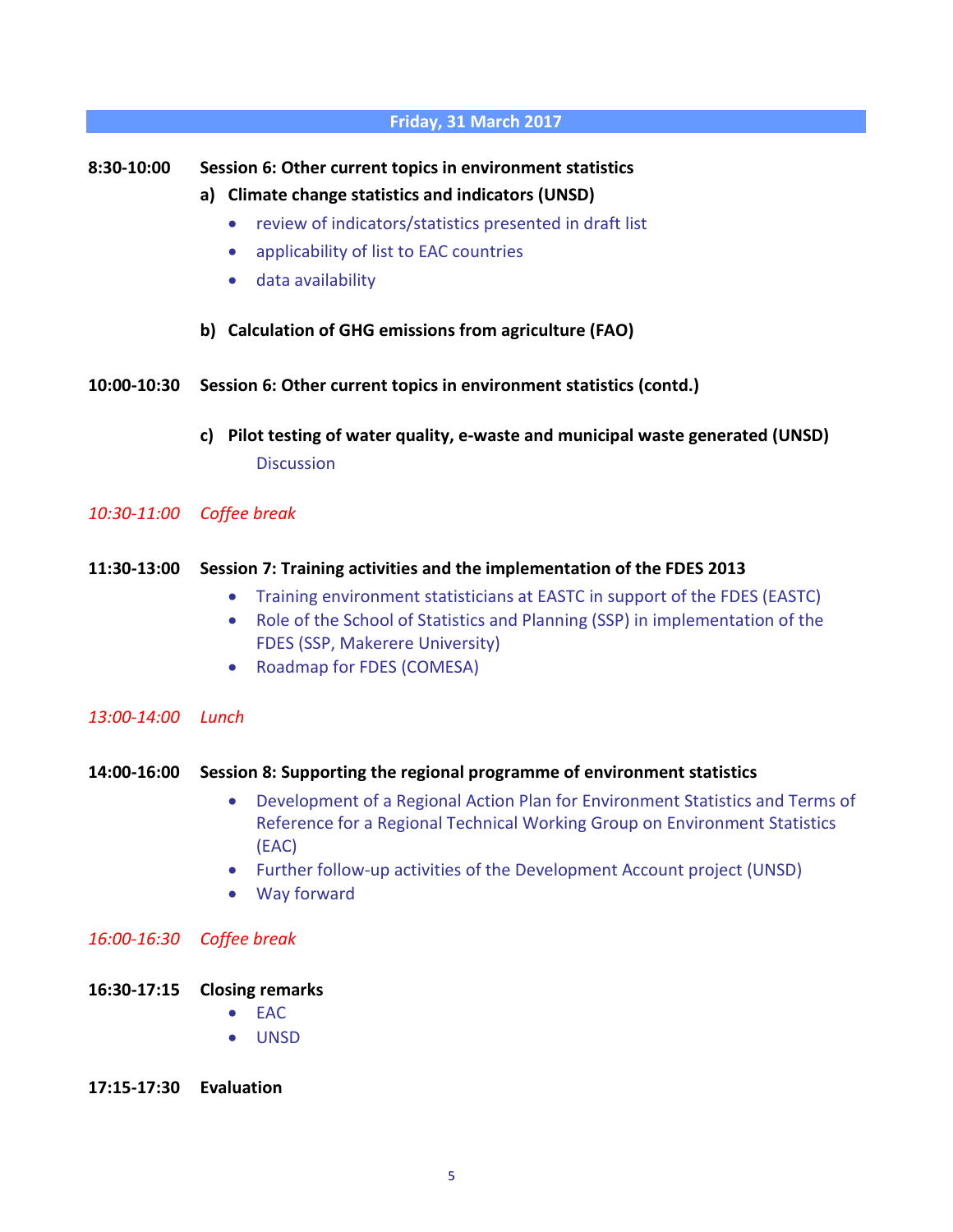## Friday, 31 March 2017

**8:30-10:00** **Session 6: Other current topics in environment statistics**

**a) Climate change statistics and indicators (UNSD)**

- review of indicators/statistics presented in draft list
- applicability of list to EAC countries
- data availability

**b) Calculation of GHG emissions from agriculture (FAO)**

**10:00-10:30** **Session 6: Other current topics in environment statistics (contd.)**

**c) Pilot testing of water quality, e-waste and municipal waste generated (UNSD)**

Discussion

*10:30-11:00* *Coffee break*

**11:30-13:00** **Session 7: Training activities and the implementation of the FDES 2013**

- Training environment statisticians at EASTC in support of the FDES (EASTC)
- Role of the School of Statistics and Planning (SSP) in implementation of the FDES (SSP, Makerere University)
- Roadmap for FDES (COMESA)

*13:00-14:00* *Lunch*

**14:00-16:00** **Session 8: Supporting the regional programme of environment statistics**

- Development of a Regional Action Plan for Environment Statistics and Terms of Reference for a Regional Technical Working Group on Environment Statistics (EAC)
- Further follow-up activities of the Development Account project (UNSD)
- Way forward

*16:00-16:30* *Coffee break*

**16:30-17:15** **Closing remarks**

- EAC
- UNSD

**17:15-17:30** **Evaluation**